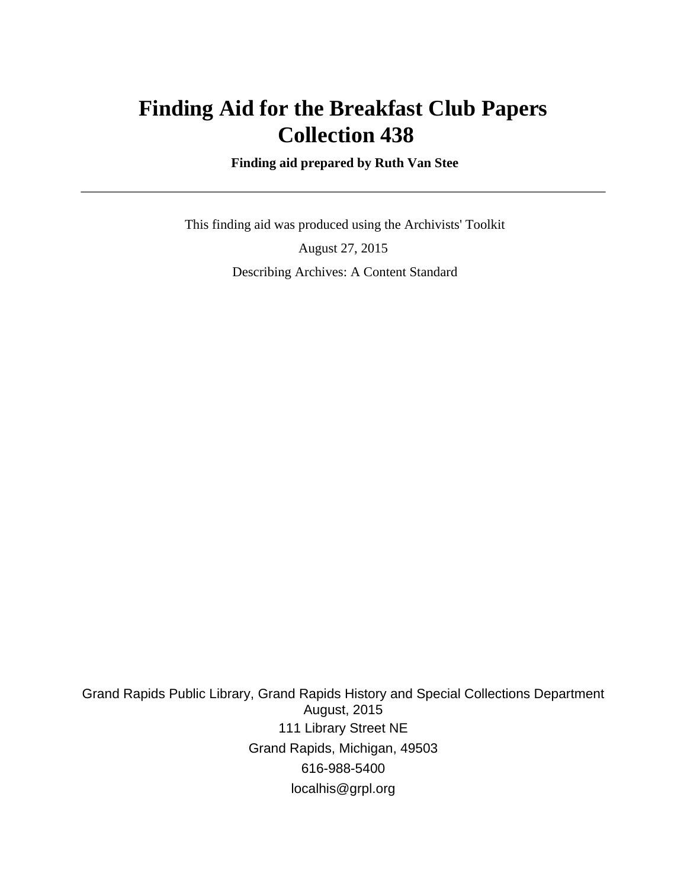# Finding Aid for the Breakfast Club Papers
# Collection 438

**Finding aid prepared by Ruth Van Stee**

---

This finding aid was produced using the Archivists' Toolkit

August 27, 2015

Describing Archives: A Content Standard

Grand Rapids Public Library, Grand Rapids History and Special Collections Department
August, 2015
111 Library Street NE
Grand Rapids, Michigan, 49503
616-988-5400
localhis@grpl.org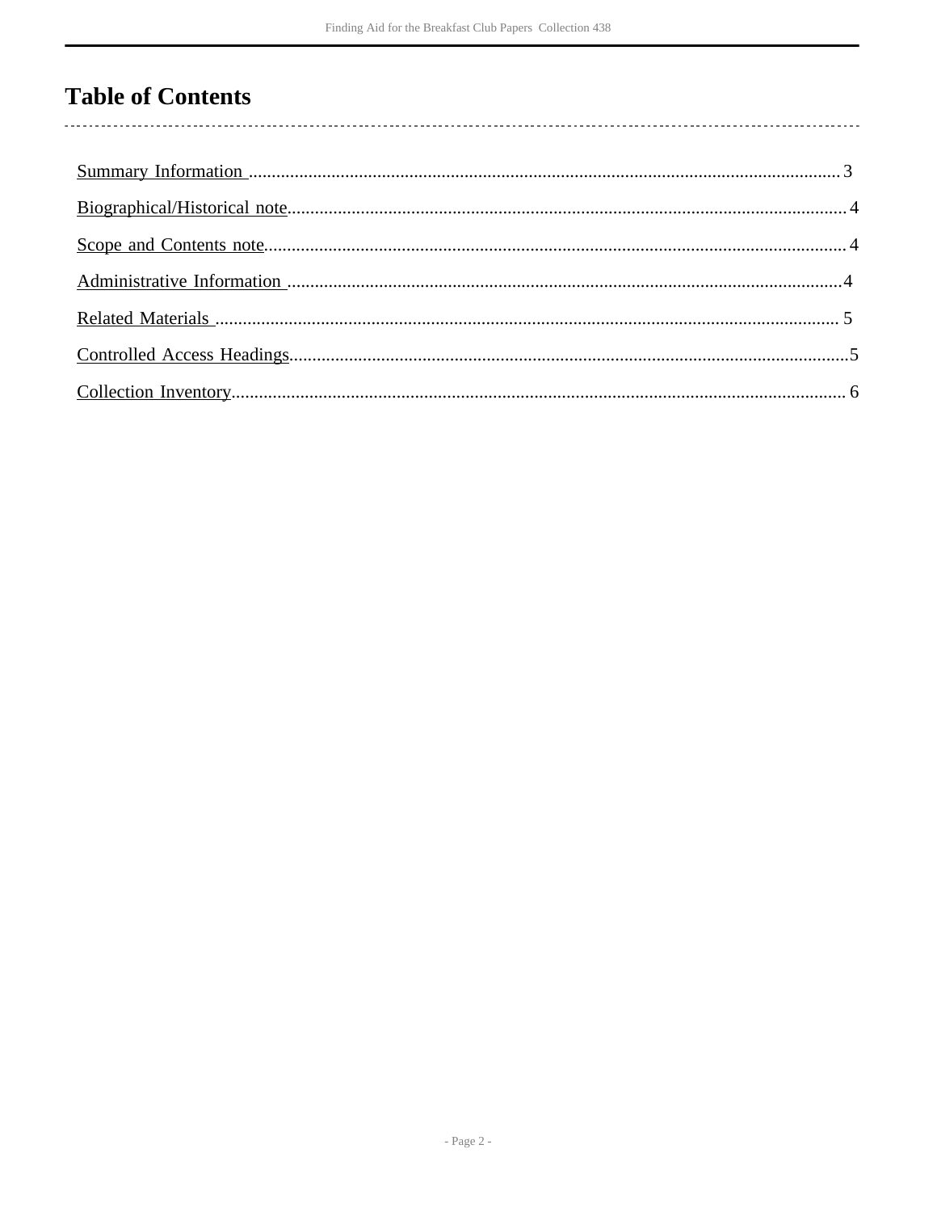# Table of Contents

Summary Information ... 3

Biographical/Historical note ... 4

Scope and Contents note ... 4

Administrative Information ... 4

Related Materials ... 5

Controlled Access Headings ... 5

Collection Inventory ... 6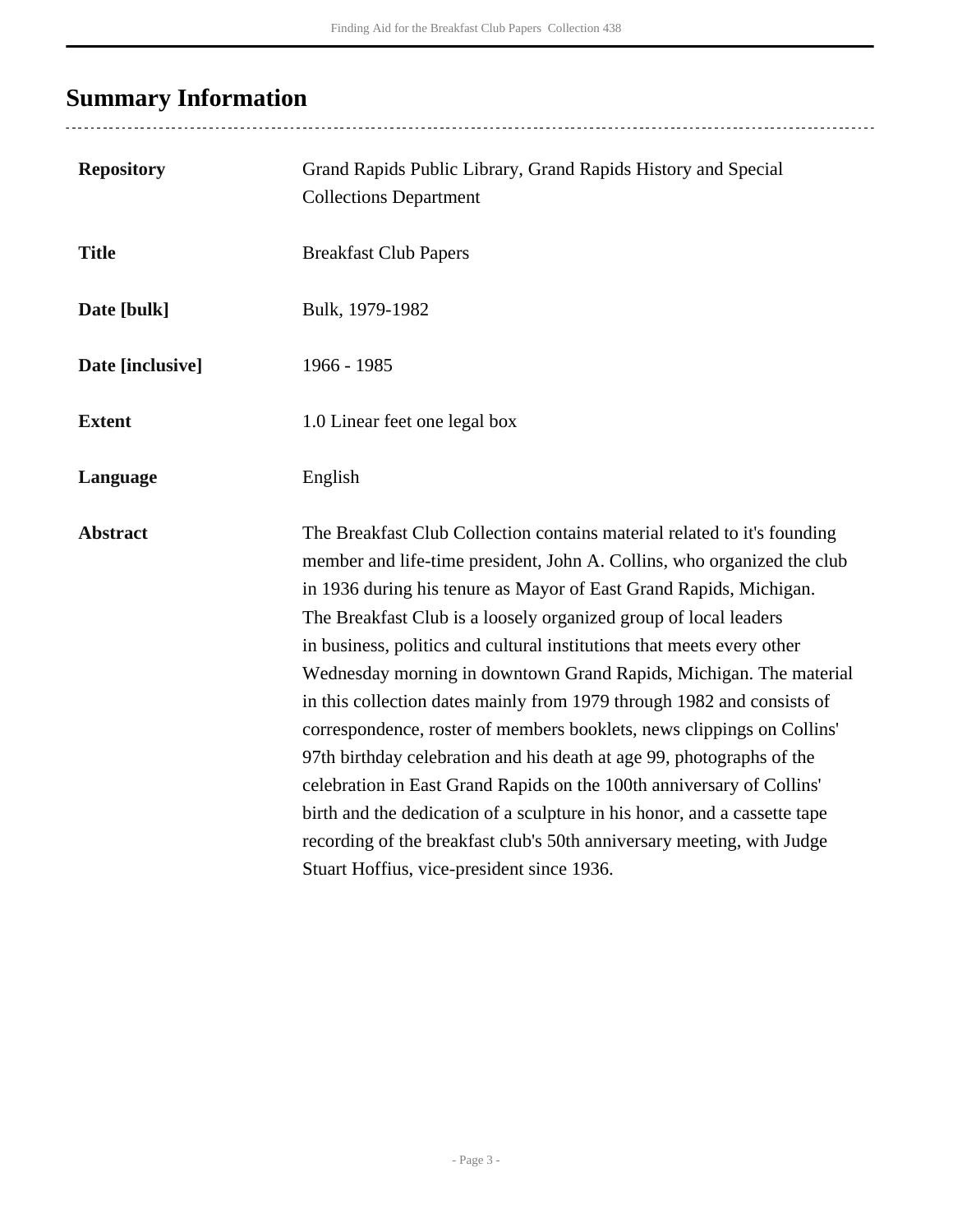## Summary Information

| | |
|---|---|
| **Repository** | Grand Rapids Public Library, Grand Rapids History and Special Collections Department |
| **Title** | Breakfast Club Papers |
| **Date [bulk]** | Bulk, 1979-1982 |
| **Date [inclusive]** | 1966 - 1985 |
| **Extent** | 1.0 Linear feet one legal box |
| **Language** | English |
| **Abstract** | The Breakfast Club Collection contains material related to it's founding member and life-time president, John A. Collins, who organized the club in 1936 during his tenure as Mayor of East Grand Rapids, Michigan. The Breakfast Club is a loosely organized group of local leaders in business, politics and cultural institutions that meets every other Wednesday morning in downtown Grand Rapids, Michigan. The material in this collection dates mainly from 1979 through 1982 and consists of correspondence, roster of members booklets, news clippings on Collins' 97th birthday celebration and his death at age 99, photographs of the celebration in East Grand Rapids on the 100th anniversary of Collins' birth and the dedication of a sculpture in his honor, and a cassette tape recording of the breakfast club's 50th anniversary meeting, with Judge Stuart Hoffius, vice-president since 1936. |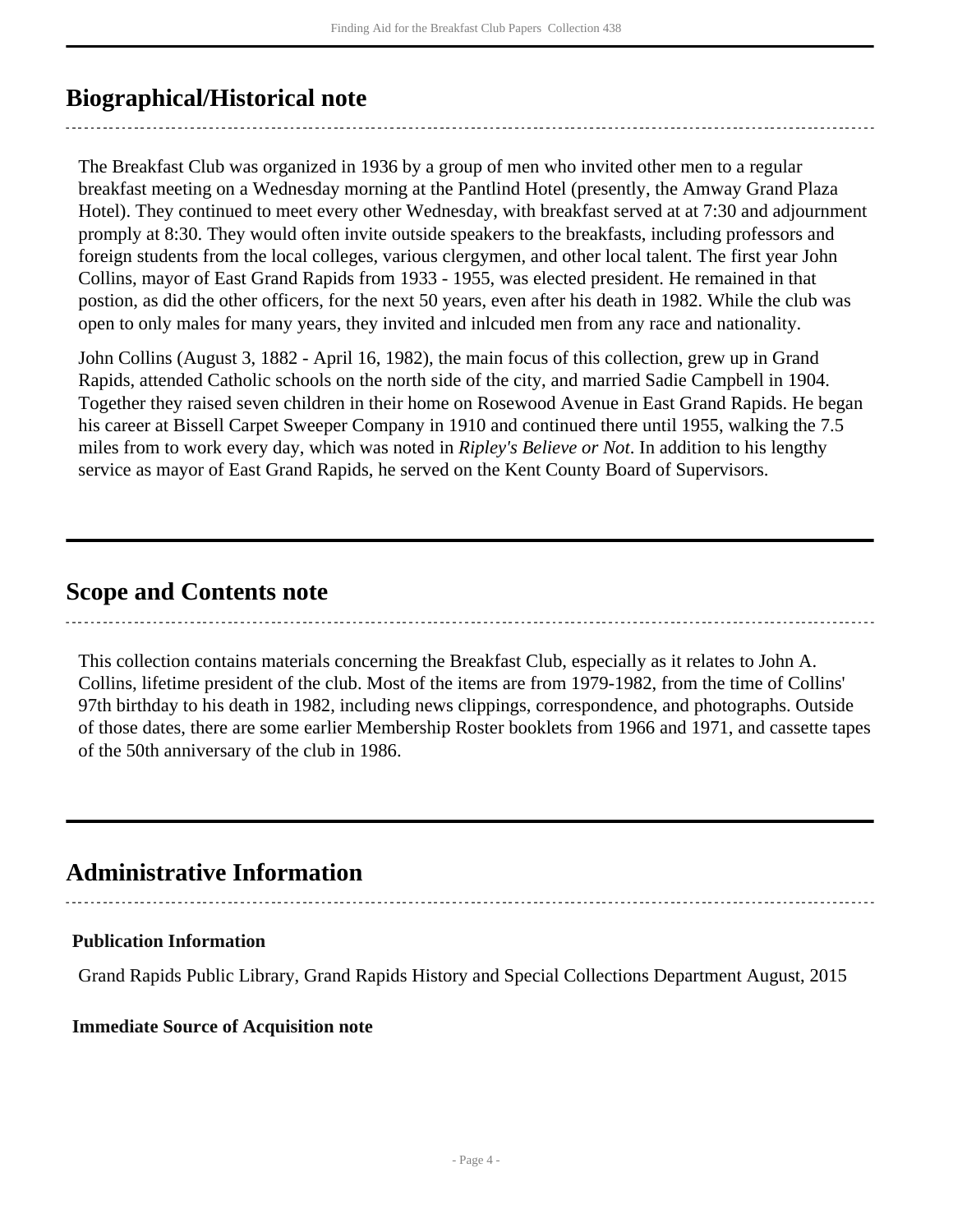## Biographical/Historical note

The Breakfast Club was organized in 1936 by a group of men who invited other men to a regular breakfast meeting on a Wednesday morning at the Pantlind Hotel (presently, the Amway Grand Plaza Hotel). They continued to meet every other Wednesday, with breakfast served at at 7:30 and adjournment promply at 8:30. They would often invite outside speakers to the breakfasts, including professors and foreign students from the local colleges, various clergymen, and other local talent. The first year John Collins, mayor of East Grand Rapids from 1933 - 1955, was elected president. He remained in that postion, as did the other officers, for the next 50 years, even after his death in 1982. While the club was open to only males for many years, they invited and inlcuded men from any race and nationality.

John Collins (August 3, 1882 - April 16, 1982), the main focus of this collection, grew up in Grand Rapids, attended Catholic schools on the north side of the city, and married Sadie Campbell in 1904. Together they raised seven children in their home on Rosewood Avenue in East Grand Rapids. He began his career at Bissell Carpet Sweeper Company in 1910 and continued there until 1955, walking the 7.5 miles from to work every day, which was noted in *Ripley's Believe or Not*. In addition to his lengthy service as mayor of East Grand Rapids, he served on the Kent County Board of Supervisors.

## Scope and Contents note

This collection contains materials concerning the Breakfast Club, especially as it relates to John A. Collins, lifetime president of the club. Most of the items are from 1979-1982, from the time of Collins' 97th birthday to his death in 1982, including news clippings, correspondence, and photographs. Outside of those dates, there are some earlier Membership Roster booklets from 1966 and 1971, and cassette tapes of the 50th anniversary of the club in 1986.

## Administrative Information

### Publication Information

Grand Rapids Public Library, Grand Rapids History and Special Collections Department August, 2015

### Immediate Source of Acquisition note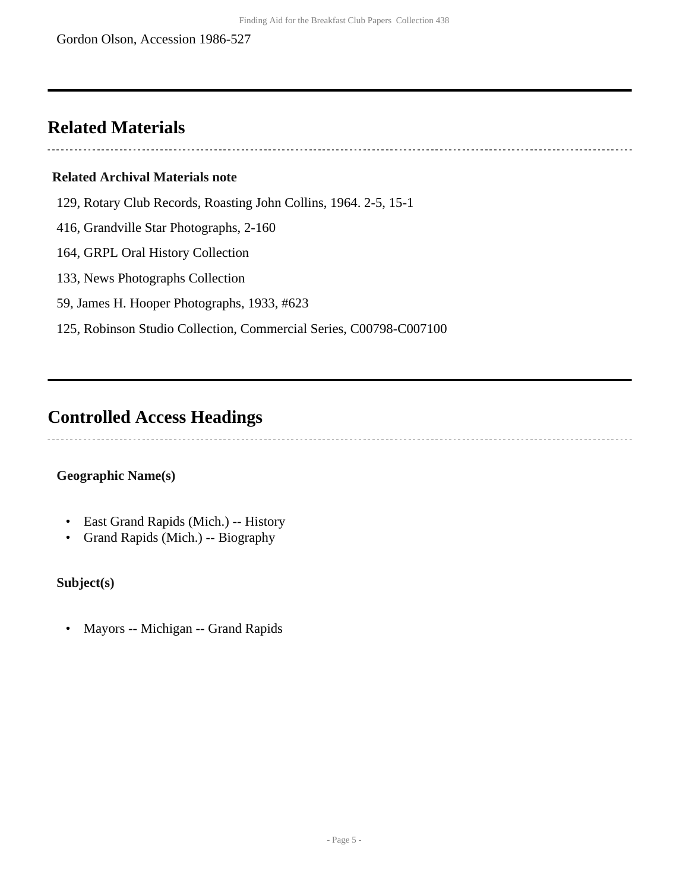Gordon Olson, Accession 1986-527

## Related Materials

### Related Archival Materials note

129, Rotary Club Records, Roasting John Collins, 1964. 2-5, 15-1

416, Grandville Star Photographs, 2-160

164, GRPL Oral History Collection

133, News Photographs Collection

59, James H. Hooper Photographs, 1933, #623

125, Robinson Studio Collection, Commercial Series, C00798-C007100

## Controlled Access Headings

**Geographic Name(s)**

- East Grand Rapids (Mich.) -- History
- Grand Rapids (Mich.) -- Biography

**Subject(s)**

- Mayors -- Michigan -- Grand Rapids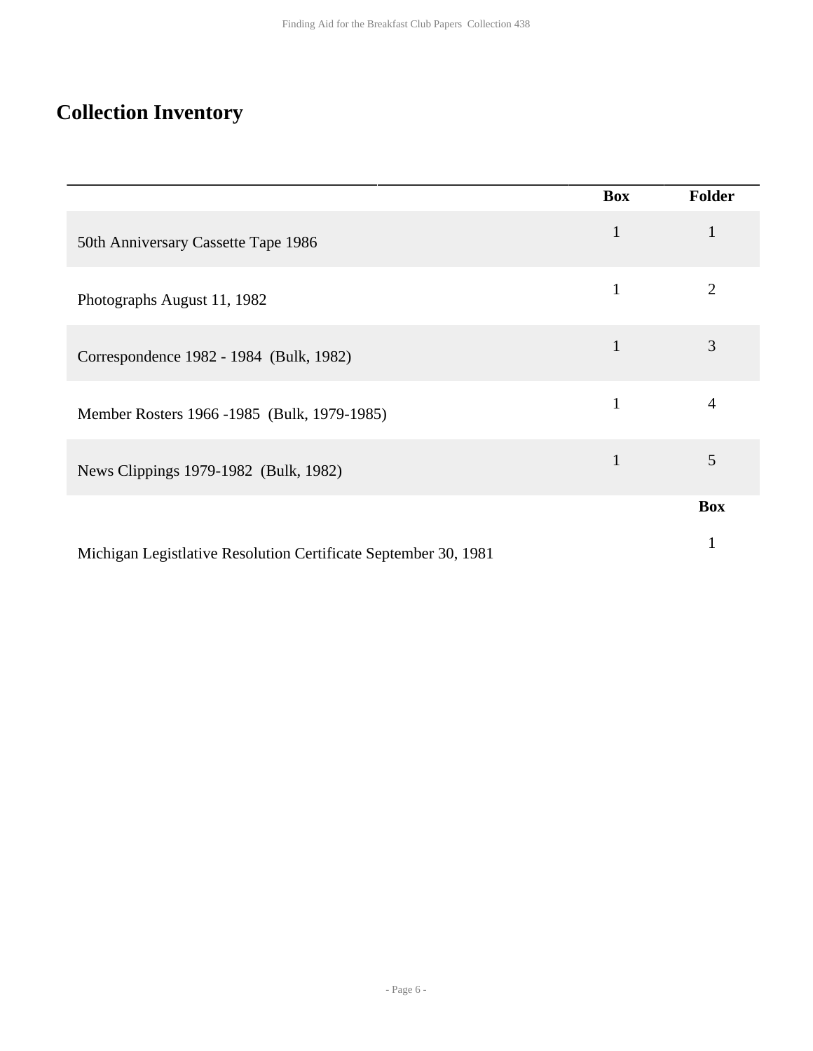# Collection Inventory

| | Box | Folder |
|---|---|---|
| 50th Anniversary Cassette Tape 1986 | 1 | 1 |
| Photographs August 11, 1982 | 1 | 2 |
| Correspondence 1982 - 1984 (Bulk, 1982) | 1 | 3 |
| Member Rosters 1966 -1985 (Bulk, 1979-1985) | 1 | 4 |
| News Clippings 1979-1982 (Bulk, 1982) | 1 | 5 |

| | Box |
|---|---|
| Michigan Legistlative Resolution Certificate September 30, 1981 | 1 |